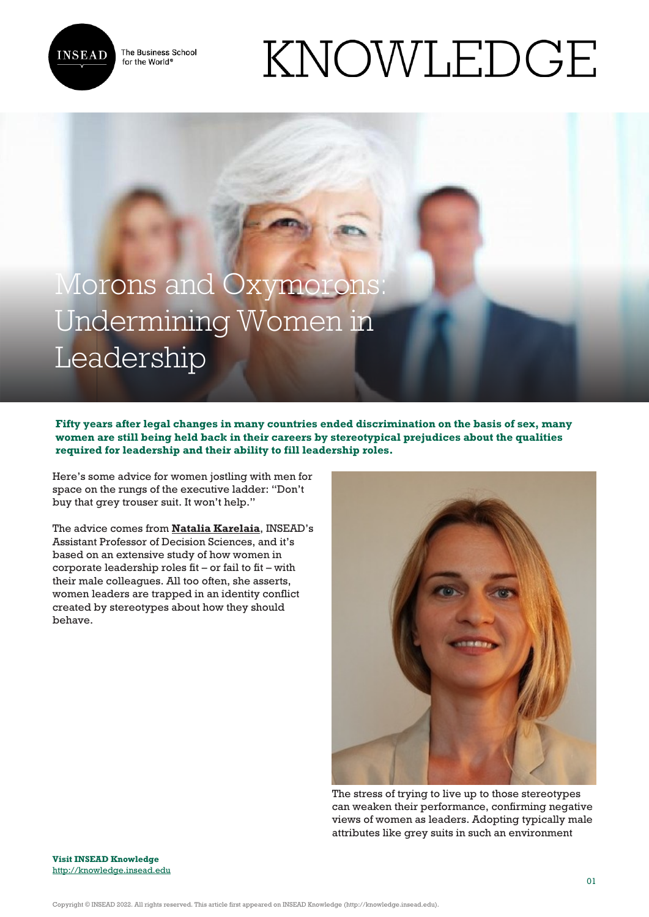# Morons and Oxymorons: Undermining Women in Leadership

**Fifty years after legal changes in many countries ended discrimination on the basis of sex, many women are still being held back in their careers by stereotypical prejudices about the qualities required for leadership and their ability to fill leadership roles.**

Here's some advice for women jostling with men for space on the rungs of the executive ladder: "Don't buy that grey trouser suit. It won't help."

The advice comes from **Natalia Karelaia**, INSEAD's Assistant Professor of Decision Sciences, and it's based on an extensive study of how women in corporate leadership roles fit – or fail to fit – with their male colleagues. All too often, she asserts, women leaders are trapped in an identity conflict created by stereotypes about how they should behave.

The stress of trying to live up to those stereotypes can weaken their performance, confirming negative views of women as leaders. Adopting typically male attributes like grey suits in such an environment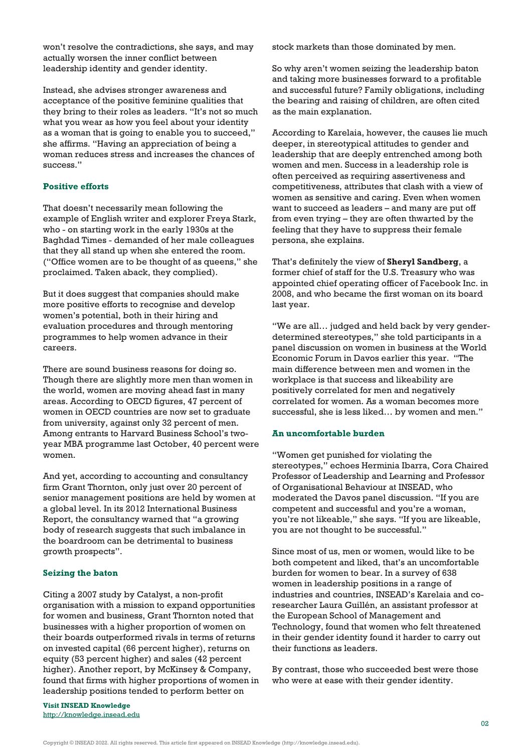won't resolve the contradictions, she says, and may actually worsen the inner conflict between leadership identity and gender identity.

Instead, she advises stronger awareness and acceptance of the positive feminine qualities that they bring to their roles as leaders. "It's not so much what you wear as how you feel about your identity as a woman that is going to enable you to succeed," she affirms. "Having an appreciation of being a woman reduces stress and increases the chances of success."

### Positive efforts

That doesn't necessarily mean following the example of English writer and explorer Freya Stark, who - on starting work in the early 1930s at the Baghdad Times - demanded of her male colleagues that they all stand up when she entered the room. ("Office women are to be thought of as queens," she proclaimed. Taken aback, they complied).

But it does suggest that companies should make more positive efforts to recognise and develop women's potential, both in their hiring and evaluation procedures and through mentoring programmes to help women advance in their careers.

There are sound business reasons for doing so. Though there are slightly more men than women in the world, women are moving ahead fast in many areas. According to OECD figures, 47 percent of women in OECD countries are now set to graduate from university, against only 32 percent of men. Among entrants to Harvard Business School's two-year MBA programme last October, 40 percent were women.

And yet, according to accounting and consultancy firm Grant Thornton, only just over 20 percent of senior management positions are held by women at a global level. In its 2012 International Business Report, the consultancy warned that "a growing body of research suggests that such imbalance in the boardroom can be detrimental to business growth prospects".

### Seizing the baton

Citing a 2007 study by Catalyst, a non-profit organisation with a mission to expand opportunities for women and business, Grant Thornton noted that businesses with a higher proportion of women on their boards outperformed rivals in terms of returns on invested capital (66 percent higher), returns on equity (53 percent higher) and sales (42 percent higher). Another report, by McKinsey & Company, found that firms with higher proportions of women in leadership positions tended to perform better on stock markets than those dominated by men.

So why aren't women seizing the leadership baton and taking more businesses forward to a profitable and successful future? Family obligations, including the bearing and raising of children, are often cited as the main explanation.

According to Karelaia, however, the causes lie much deeper, in stereotypical attitudes to gender and leadership that are deeply entrenched among both women and men. Success in a leadership role is often perceived as requiring assertiveness and competitiveness, attributes that clash with a view of women as sensitive and caring. Even when women want to succeed as leaders – and many are put off from even trying – they are often thwarted by the feeling that they have to suppress their female persona, she explains.

That's definitely the view of **Sheryl Sandberg**, a former chief of staff for the U.S. Treasury who was appointed chief operating officer of Facebook Inc. in 2008, and who became the first woman on its board last year.

"We are all… judged and held back by very gender-determined stereotypes," she told participants in a panel discussion on women in business at the World Economic Forum in Davos earlier this year. "The main difference between men and women in the workplace is that success and likeability are positively correlated for men and negatively correlated for women. As a woman becomes more successful, she is less liked… by women and men."

### An uncomfortable burden

"Women get punished for violating the stereotypes," echoes Herminia Ibarra, Cora Chaired Professor of Leadership and Learning and Professor of Organisational Behaviour at INSEAD, who moderated the Davos panel discussion. "If you are competent and successful and you're a woman, you're not likeable," she says. "If you are likeable, you are not thought to be successful."

Since most of us, men or women, would like to be both competent and liked, that's an uncomfortable burden for women to bear. In a survey of 638 women in leadership positions in a range of industries and countries, INSEAD's Karelaia and co-researcher Laura Guillén, an assistant professor at the European School of Management and Technology, found that women who felt threatened in their gender identity found it harder to carry out their functions as leaders.

By contrast, those who succeeded best were those who were at ease with their gender identity.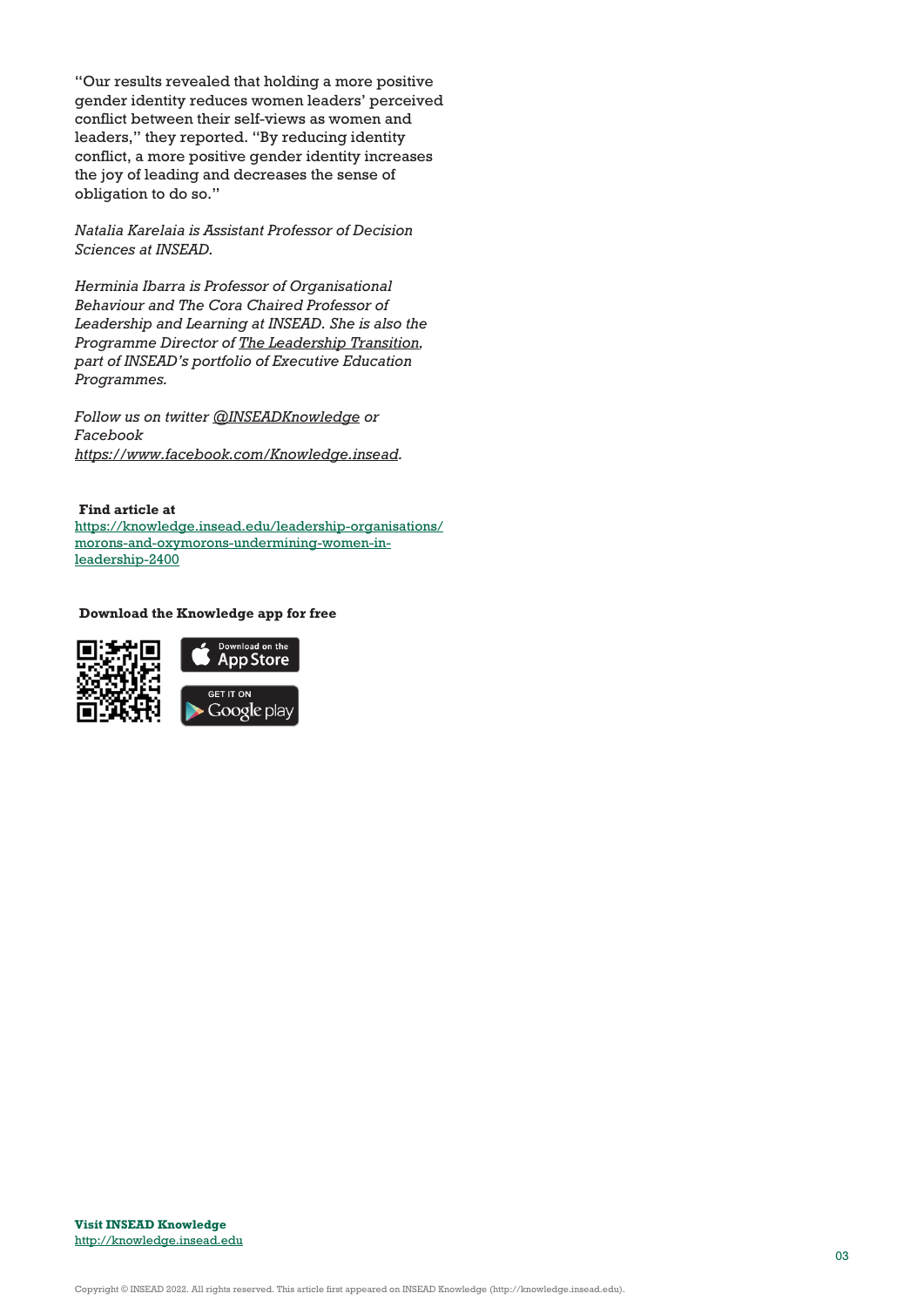"Our results revealed that holding a more positive gender identity reduces women leaders' perceived conflict between their self-views as women and leaders," they reported. "By reducing identity conflict, a more positive gender identity increases the joy of leading and decreases the sense of obligation to do so."

*Natalia Karelaia is Assistant Professor of Decision Sciences at INSEAD.*

*Herminia Ibarra is Professor of Organisational Behaviour and The Cora Chaired Professor of Leadership and Learning at INSEAD. She is also the Programme Director of The Leadership Transition, part of INSEAD's portfolio of Executive Education Programmes.*

*Follow us on twitter @INSEADKnowledge or Facebook https://www.facebook.com/Knowledge.insead.*

**Find article at**
https://knowledge.insead.edu/leadership-organisations/morons-and-oxymorons-undermining-women-in-leadership-2400

**Download the Knowledge app for free**

Download on the App Store

GET IT ON Google play

**Visit INSEAD Knowledge**
http://knowledge.insead.edu

Copyright © INSEAD 2022. All rights reserved. This article first appeared on INSEAD Knowledge (http://knowledge.insead.edu).